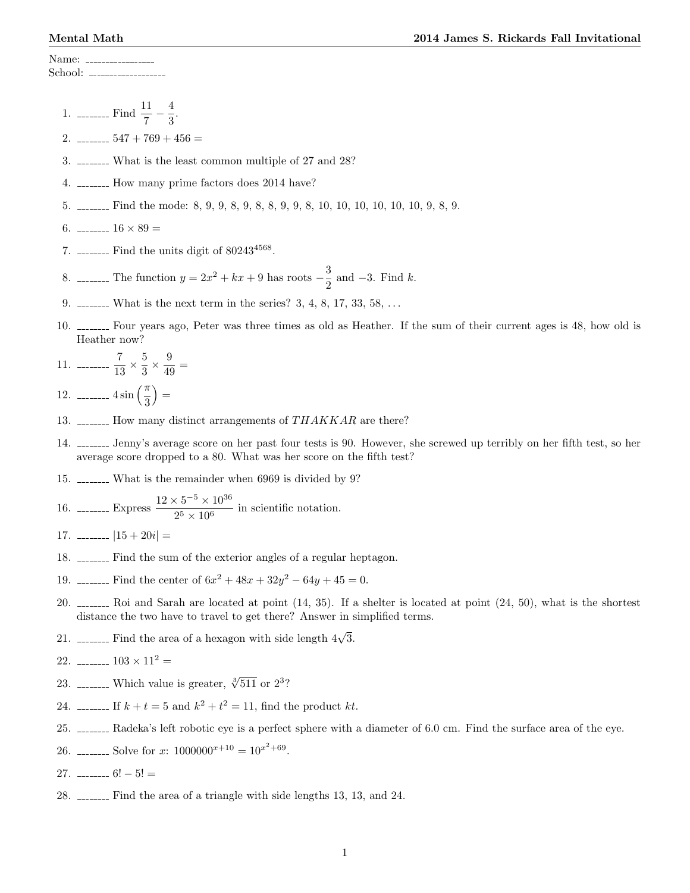**Mental Math** **2014 James S. Rickards Fall Invitational**

Name: ________________
School: ________________

1. _______ Find $\dfrac{11}{7} - \dfrac{4}{3}$.
2. _______ $547 + 769 + 456 =$
3. _______ What is the least common multiple of 27 and 28?
4. _______ How many prime factors does 2014 have?
5. _______ Find the mode: 8, 9, 9, 8, 9, 8, 8, 9, 9, 8, 10, 10, 10, 10, 10, 10, 9, 8, 9.
6. _______ $16 \times 89 =$
7. _______ Find the units digit of $80243^{4568}$.
8. _______ The function $y = 2x^2 + kx + 9$ has roots $-\dfrac{3}{2}$ and $-3$. Find $k$.
9. _______ What is the next term in the series? 3, 4, 8, 17, 33, 58, ...
10. _______ Four years ago, Peter was three times as old as Heather. If the sum of their current ages is 48, how old is Heather now?
11. _______ $\dfrac{7}{13} \times \dfrac{5}{3} \times \dfrac{9}{49} =$
12. _______ $4\sin\left(\dfrac{\pi}{3}\right) =$
13. _______ How many distinct arrangements of $THAKKAR$ are there?
14. _______ Jenny's average score on her past four tests is 90. However, she screwed up terribly on her fifth test, so her average score dropped to a 80. What was her score on the fifth test?
15. _______ What is the remainder when 6969 is divided by 9?
16. _______ Express $\dfrac{12 \times 5^{-5} \times 10^{36}}{2^5 \times 10^6}$ in scientific notation.
17. _______ $|15 + 20i| =$
18. _______ Find the sum of the exterior angles of a regular heptagon.
19. _______ Find the center of $6x^2 + 48x + 32y^2 - 64y + 45 = 0$.
20. _______ Roi and Sarah are located at point (14, 35). If a shelter is located at point (24, 50), what is the shortest distance the two have to travel to get there? Answer in simplified terms.
21. _______ Find the area of a hexagon with side length $4\sqrt{3}$.
22. _______ $103 \times 11^2 =$
23. _______ Which value is greater, $\sqrt[3]{511}$ or $2^3$?
24. _______ If $k + t = 5$ and $k^2 + t^2 = 11$, find the product $kt$.
25. _______ Radeka's left robotic eye is a perfect sphere with a diameter of 6.0 cm. Find the surface area of the eye.
26. _______ Solve for $x$: $1000000^{x+10} = 10^{x^2+69}$.
27. _______ $6! - 5! =$
28. _______ Find the area of a triangle with side lengths 13, 13, and 24.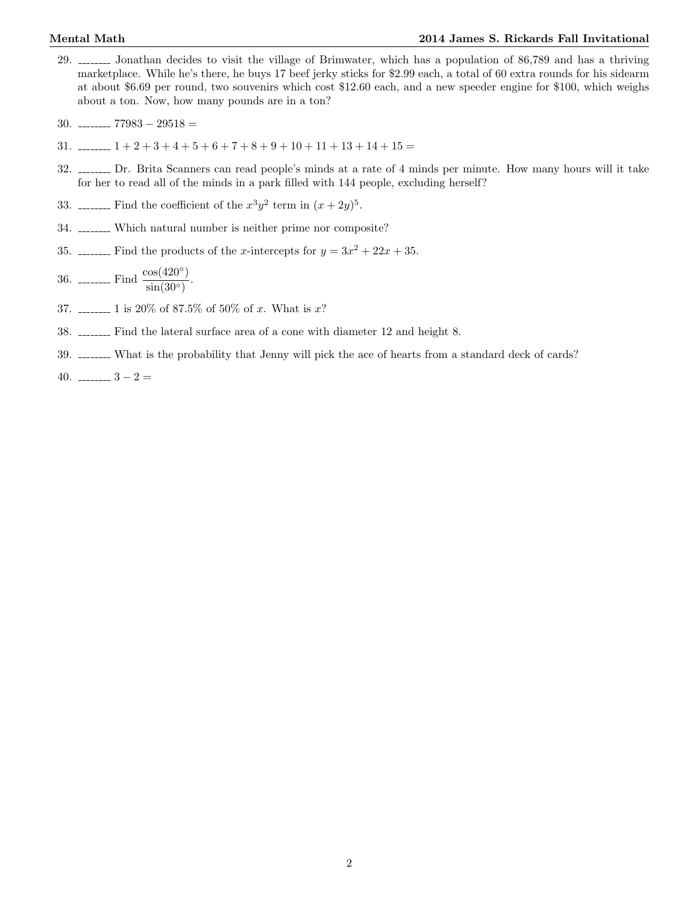29. ________ Jonathan decides to visit the village of Brimwater, which has a population of 86,789 and has a thriving marketplace. While he's there, he buys 17 beef jerky sticks for \$2.99 each, a total of 60 extra rounds for his sidearm at about \$6.69 per round, two souvenirs which cost \$12.60 each, and a new speeder engine for \$100, which weighs about a ton. Now, how many pounds are in a ton?

30. ________ $77983 - 29518 =$

31. ________ $1 + 2 + 3 + 4 + 5 + 6 + 7 + 8 + 9 + 10 + 11 + 13 + 14 + 15 =$

32. ________ Dr. Brita Scanners can read people's minds at a rate of 4 minds per minute. How many hours will it take for her to read all of the minds in a park filled with 144 people, excluding herself?

33. ________ Find the coefficient of the $x^3y^2$ term in $(x + 2y)^5$.

34. ________ Which natural number is neither prime nor composite?

35. ________ Find the products of the $x$-intercepts for $y = 3x^2 + 22x + 35$.

36. ________ Find $\dfrac{\cos(420^\circ)}{\sin(30^\circ)}$.

37. ________ 1 is 20% of 87.5% of 50% of $x$. What is $x$?

38. ________ Find the lateral surface area of a cone with diameter 12 and height 8.

39. ________ What is the probability that Jenny will pick the ace of hearts from a standard deck of cards?

40. ________ $3 - 2 =$